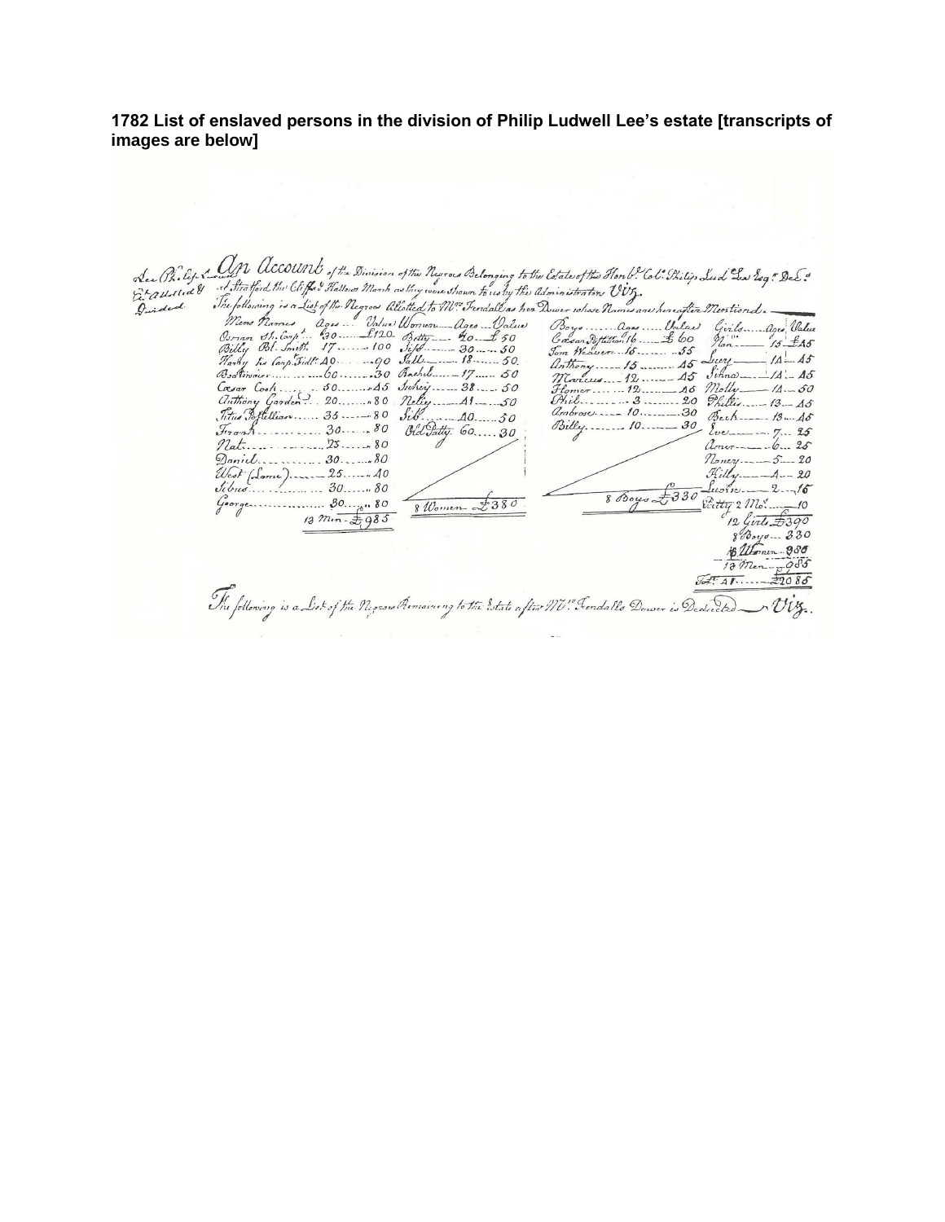**1782 List of enslaved persons in the division of Philip Ludwell Lee's estate [transcripts of images are below]**

Lee Philip Ludwell Estate Allotted & Divided

An Account of the Division of the Negroes Belonging to the Estate of the Honble. Col. Philip Lud. Lee Esqr. Decd. at Stratford the Cliffs & Hallows Marsh as they were shown to us by the Administrator Viz.

The following is a List of the Negroes Allotted to Mrs. Fendall as her Dower whose Names are hereafter Mentioned.

| Mens Names | Ages | Value | Women | Ages | Value | Boys | Ages | Value | Girls | Ages | Value |
|---|---|---|---|---|---|---|---|---|---|---|---|
| Osman Sh. Carpr. | 30 | £120 | Betty | 40 | £50 | Caesar Postilion | 16 | £60 | Nan | 15 | £45 |
| Billy Bl. Smith | 17 | 100 | Siss | 30 | 50 | Tom Weaver | 15 | 55 | Lucy | 14 | 45 |
| Harry his Carp. Tidr. | 40 | 90 | Sall | 18 | 50 | Anthony | 15 | 45 | Sinna | 14 | 45 |
| Boatswain | 60 | 30 | Rachel | 17 | 50 | Marcus | 12 | 45 | Molly | 14 | 50 |
| Caesar Cook | 50 | 45 | Sukey | 38 | 50 | Homer | 12 | 46 | Phillis | 13 | 45 |
| Anthony Gardener | 20 | 80 | Nelly | 41 | 50 | Phil | 3 | 20 | Beck | 13 | 45 |
| Titus Postillion | 35 | 80 | Sib | 40 | 50 | Ambrose | 10 | 30 | Eve | 7 | 25 |
| Frank | 30 | 80 | Old Patty | 60 | 30 | Billy | 10 | 30 | Amer | 6 | 25 |
| Nat | 25 | 80 | | | | | | | Nancy | 5 | 20 |
| Daniel | 30 | 80 | | | | | | | Kitty | 4 | 20 |
| West (Lame) | 25 | 40 | | | | | | | Lucie | 2 | 15 |
| Sibus | 30 | 80 | | | | | | | Patty 2 Mos. | | 10 |
| George | 30 | 80 | | | | | | | | | |
| 13 Men | | £985 | 8 Women | | £380 | 8 Boys | | £330 | 12 Girls | | £390 |

8 Boys — 330
8 Women — 380
13 Men — 985
Tot. 41 — £2085

The following is a List of the Negroes Remaining to the Estate after Mrs. Fendalls Dower is Deducted — Viz.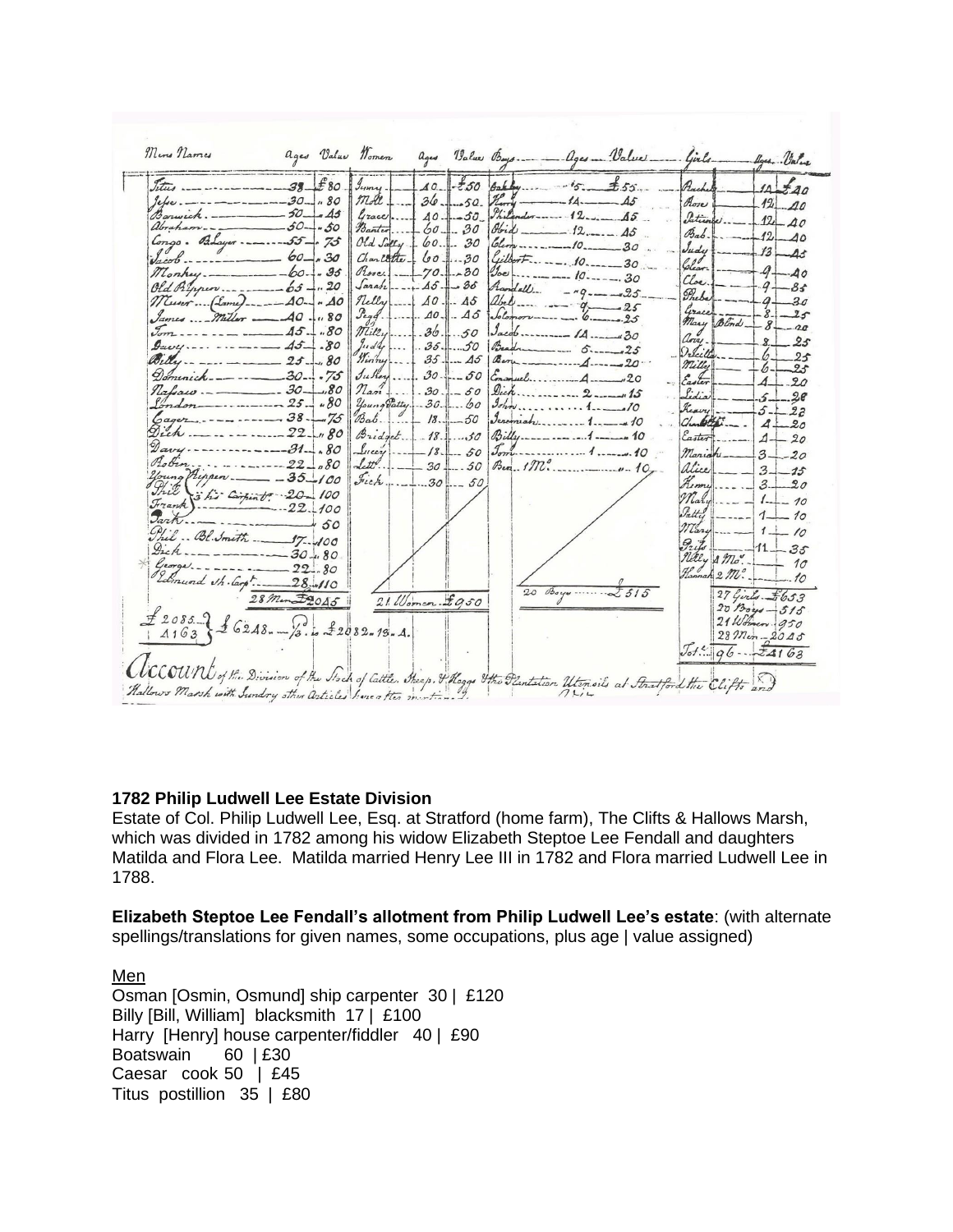| Mens Names | Ages | Value | Women | Ages | Value | Boys | Ages | Value | Girls | Ages | Value |
|---|---|---|---|---|---|---|---|---|---|---|---|
| Titus | 38 | £80 | Jenny | 40 | £50 | Sabby | 15 | £55 | Rachel | 14 | £40 |
| Jesse | 30 | 80 | Moll | 36 | 50 | Harry | 14 | 45 | Rose | 12 | 40 |
| Barwick | 50 | 45 | Grace | 40 | 50 | Philander | 12 | 45 | Patience | 12 | 40 |
| Abraham | 50 | 50 | Baxter | 60 | 30 | Obid | 12 | 45 | Bab | 12 | 40 |
| Congo. Player | 55 | 75 | Old Sally | 60 | 30 | Glow | 10 | 30 | Judy | 13 | 45 |
| Jacob | 60 | 30 | Charlotte | 60 | 30 | Gilbert | 10 | 30 | Clear | 9 | 40 |
| Monkey | 60 | 35 | Rose | 70 | 30 | Joe | 10 | 30 | Cloe | 9 | 35 |
| Old Pippen | 65 | 20 | Sarah | 45 | 35 | Randall | 9 | 25 | Phebe | 9 | 30 |
| Muser (Lame) | 40 | 40 | Nelly | 40 | 45 | Abel | 9 | 25 | Grace | 8 | 25 |
| James Miller | 40 | 80 | Pegg | 40 | 45 | Solomon | 6 | 25 | Mary Blind | 8 | 20 |
| Tom | 45 | 80 | Milly | 36 | 50 | Jacob | 14 | 30 | Amy | 8 | 25 |
| Davy | 45 | 80 | Judy | 35 | 50 | Beader | 6 | 25 | Priscilla | 6 | 25 |
| Billy | 25 | 80 | Winny | 35 | 45 | Ben | 4 | 20 | Milly | 6 | 25 |
| Dominick | 30 | 75 | Suckey | 30 | 50 | Emanuel | 4 | 20 | Easter | 4 | 20 |
| Nassau | 30 | 80 | Nan | 30 | 50 | Dick | 2 | 15 | Lidia | 5 | 28 |
| London | 25 | 80 | Young Patty | 30 | 60 | John | 1 | 10 | Keziah | 5 | 22 |
| Cager | 38 | 75 | Bab | 18 | 50 | Jeremiah | 1 | 10 | Charlotte | 4 | 20 |
| Dick | 22 | 80 | Bridget | 18 | 50 | Billy | 1 | 10 | Easter | 4 | 20 |
| Davy | 31 | 80 | Lucey | 18 | 50 | Tom | 1 | 10 | Mariah | 3 | 20 |
| Robin | 22 | 80 | Lett | 30 | 50 | Ben | 1 Mo. | 10 | Alice | 3 | 15 |
| Young Pippen | 35 | 100 | Sick | 30 | 50 | | | | Kenny | 3 | 20 |
| Phil } his Carpint. | 20 | 100 | | | | | | | Molly | 1 | 10 |
| Frank } | 22 | 100 | | | | | | | Patty | 1 | 10 |
| Jack | | 50 | | | | | | | Mary | 1 | 10 |
| Phil .. Bl. Smith | 17 | 100 | | | | | | | Priss | 11 | 35 |
| Dick | 30 | 80 | | | | | | | Nelly | 4 Mo. | 10 |
| George | 22 | 80 | | | | | | | Hannah | 2 Mo. | 10 |
| Edmund Sh. Carpt. | 28 | 110 | | | | | | | | | |
| 28 Men | | £2045 | 21 Women | | £950 | 20 Boys | | £515 | 27 Girls | | £653 |

20 Boys — 515
21 Women — 950
28 Men — 2045
Tot. 96 — £4163

£2085 } £6248 — /3 is £2082.13.4.
4163 }

Account of the Division of the Stock of Cattle, Sheep, & Hoggs & the Plantation Utensils at Stratford the Clifts and Hallows Marsh with Sundry other Articles hereafter mention'd.

**1782 Philip Ludwell Lee Estate Division**
Estate of Col. Philip Ludwell Lee, Esq. at Stratford (home farm), The Clifts & Hallows Marsh, which was divided in 1782 among his widow Elizabeth Steptoe Lee Fendall and daughters Matilda and Flora Lee. Matilda married Henry Lee III in 1782 and Flora married Ludwell Lee in 1788.

**Elizabeth Steptoe Lee Fendall's allotment from Philip Ludwell Lee's estate**: (with alternate spellings/translations for given names, some occupations, plus age | value assigned)

<u>Men</u>
Osman [Osmin, Osmund] ship carpenter 30 | £120
Billy [Bill, William] blacksmith 17 | £100
Harry [Henry] house carpenter/fiddler 40 | £90
Boatswain 60 | £30
Caesar cook 50 | £45
Titus postillion 35 | £80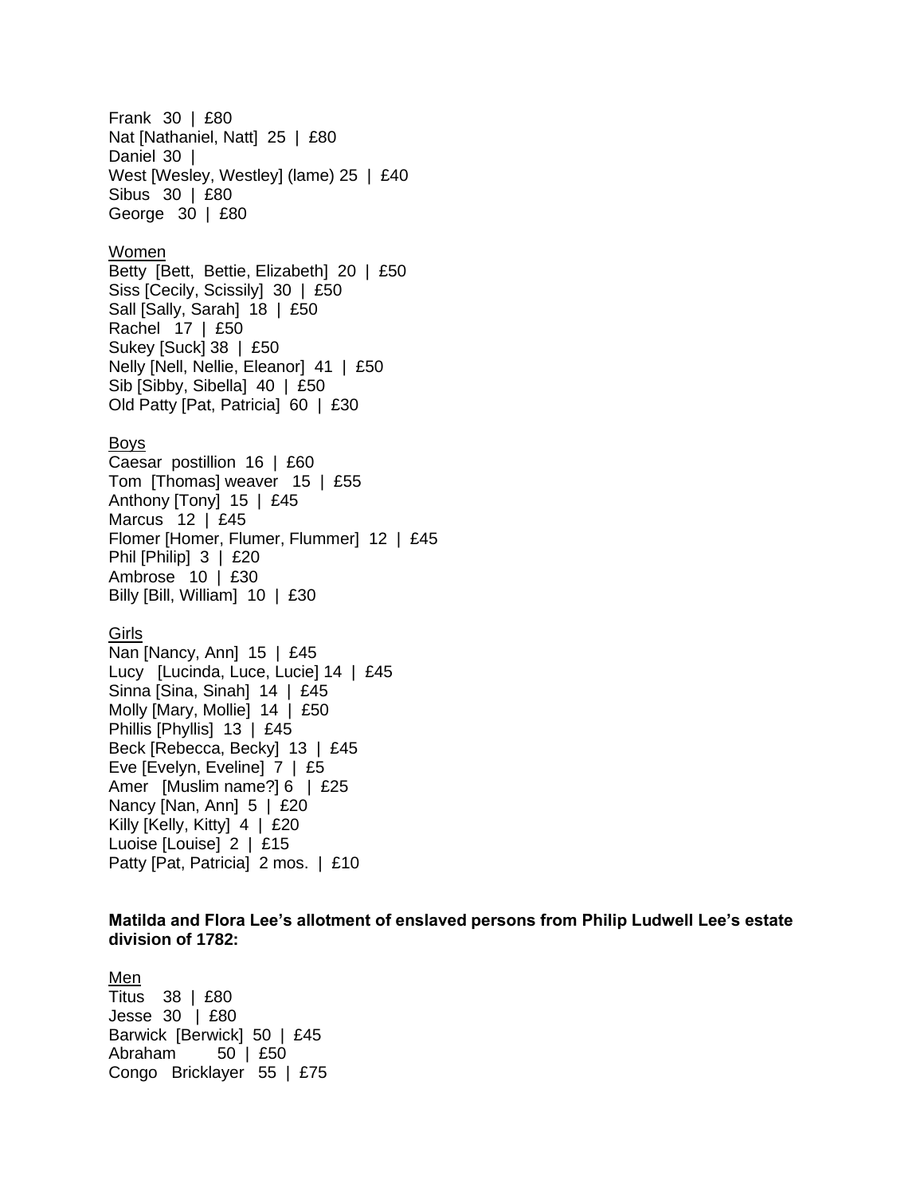Frank  30  |  £80
Nat [Nathaniel, Natt]  25  |  £80
Daniel  30  |
West [Wesley, Westley] (lame) 25  |  £40
Sibus  30  |  £80
George  30  |  £80

<u>Women</u>
Betty  [Bett,  Bettie, Elizabeth]  20  |  £50
Siss [Cecily, Scissily]  30  |  £50
Sall [Sally, Sarah]  18  |  £50
Rachel  17  |  £50
Sukey [Suck] 38  |  £50
Nelly [Nell, Nellie, Eleanor]  41  |  £50
Sib [Sibby, Sibella]  40  |  £50
Old Patty [Pat, Patricia]  60  |  £30

<u>Boys</u>
Caesar  postillion  16  |  £60
Tom  [Thomas] weaver  15  |  £55
Anthony [Tony]  15  |  £45
Marcus  12  |  £45
Flomer [Homer, Flumer, Flummer]  12  |  £45
Phil [Philip]  3  |  £20
Ambrose  10  |  £30
Billy [Bill, William]  10  |  £30

<u>Girls</u>
Nan [Nancy, Ann]  15  |  £45
Lucy  [Lucinda, Luce, Lucie] 14  |  £45
Sinna [Sina, Sinah]  14  |  £45
Molly [Mary, Mollie]  14  |  £50
Phillis [Phyllis]  13  |  £45
Beck [Rebecca, Becky]  13  |  £45
Eve [Evelyn, Eveline]  7  |  £5
Amer  [Muslim name?] 6  |  £25
Nancy [Nan, Ann]  5  |  £20
Killy [Kelly, Kitty]  4  |  £20
Luoise [Louise]  2  |  £15
Patty [Pat, Patricia]  2 mos.  |  £10

**Matilda and Flora Lee's allotment of enslaved persons from Philip Ludwell Lee's estate division of 1782:**

<u>Men</u>
Titus  38  |  £80
Jesse  30  |  £80
Barwick  [Berwick]  50  |  £45
Abraham  50  |  £50
Congo  Bricklayer  55  |  £75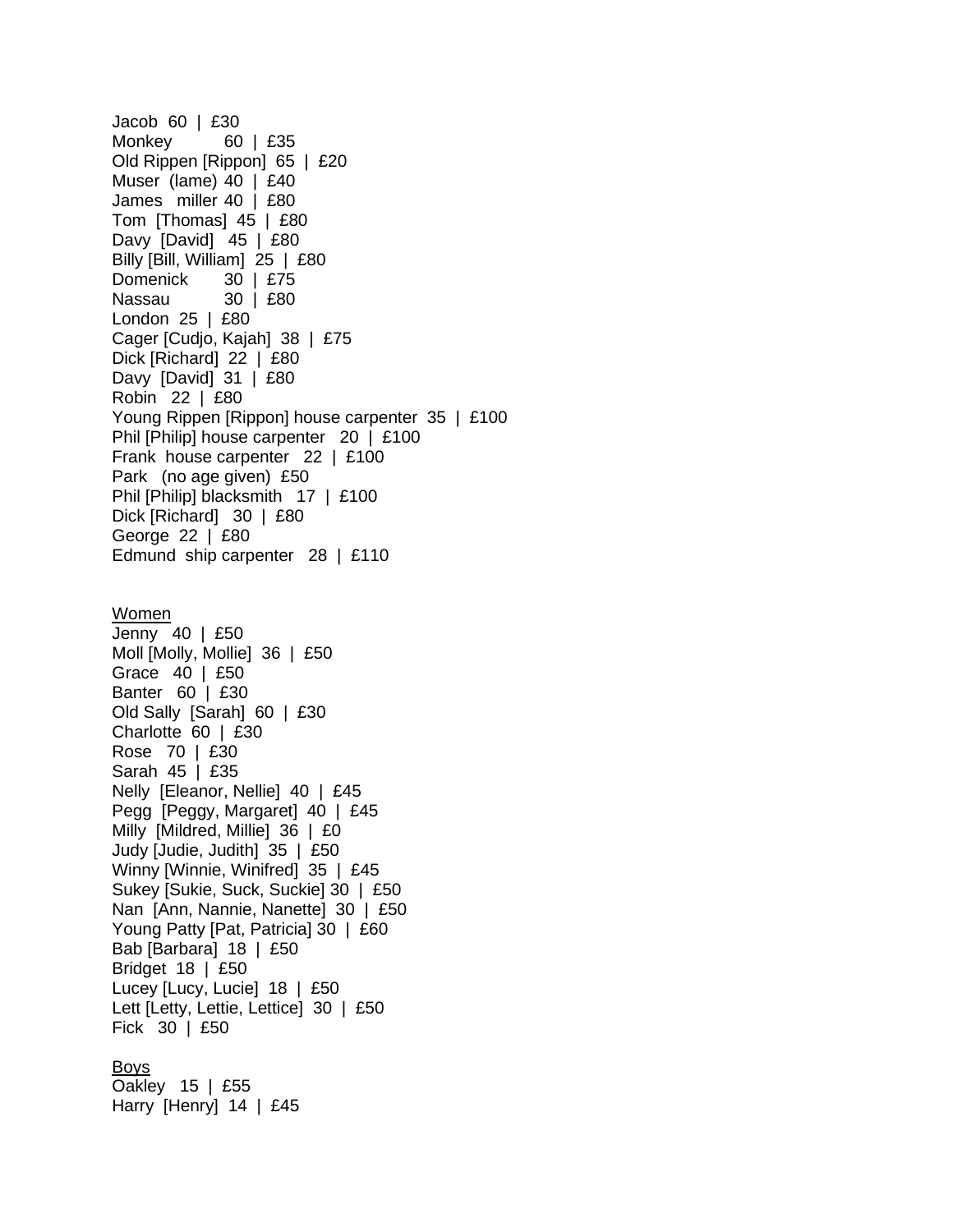Jacob  60  |  £30  
Monkey  60  |  £35  
Old Rippen [Rippon]  65  |  £20  
Muser  (lame) 40  |  £40  
James  miller 40  |  £80  
Tom  [Thomas]  45  |  £80  
Davy  [David]  45  |  £80  
Billy [Bill, William]  25  |  £80  
Domenick  30  |  £75  
Nassau  30  |  £80  
London  25  |  £80  
Cager [Cudjo, Kajah]  38  |  £75  
Dick [Richard]  22  |  £80  
Davy  [David]  31  |  £80  
Robin  22  |  £80  
Young Rippen [Rippon] house carpenter  35  |  £100  
Phil [Philip] house carpenter  20  |  £100  
Frank  house carpenter  22  |  £100  
Park  (no age given)  £50  
Phil [Philip] blacksmith  17  |  £100  
Dick [Richard]  30  |  £80  
George  22  |  £80  
Edmund  ship carpenter  28  |  £110

Women  
Jenny  40  |  £50  
Moll [Molly, Mollie]  36  |  £50  
Grace  40  |  £50  
Banter  60  |  £30  
Old Sally  [Sarah]  60  |  £30  
Charlotte  60  |  £30  
Rose  70  |  £30  
Sarah  45  |  £35  
Nelly  [Eleanor, Nellie]  40  |  £45  
Pegg  [Peggy, Margaret]  40  |  £45  
Milly  [Mildred, Millie]  36  |  £0  
Judy [Judie, Judith]  35  |  £50  
Winny [Winnie, Winifred]  35  |  £45  
Sukey [Sukie, Suck, Suckie] 30  |  £50  
Nan  [Ann, Nannie, Nanette]  30  |  £50  
Young Patty [Pat, Patricia] 30  |  £60  
Bab [Barbara]  18  |  £50  
Bridget  18  |  £50  
Lucey [Lucy, Lucie]  18  |  £50  
Lett [Letty, Lettie, Lettice]  30  |  £50  
Fick  30  |  £50

Boys  
Oakley  15  |  £55  
Harry  [Henry]  14  |  £45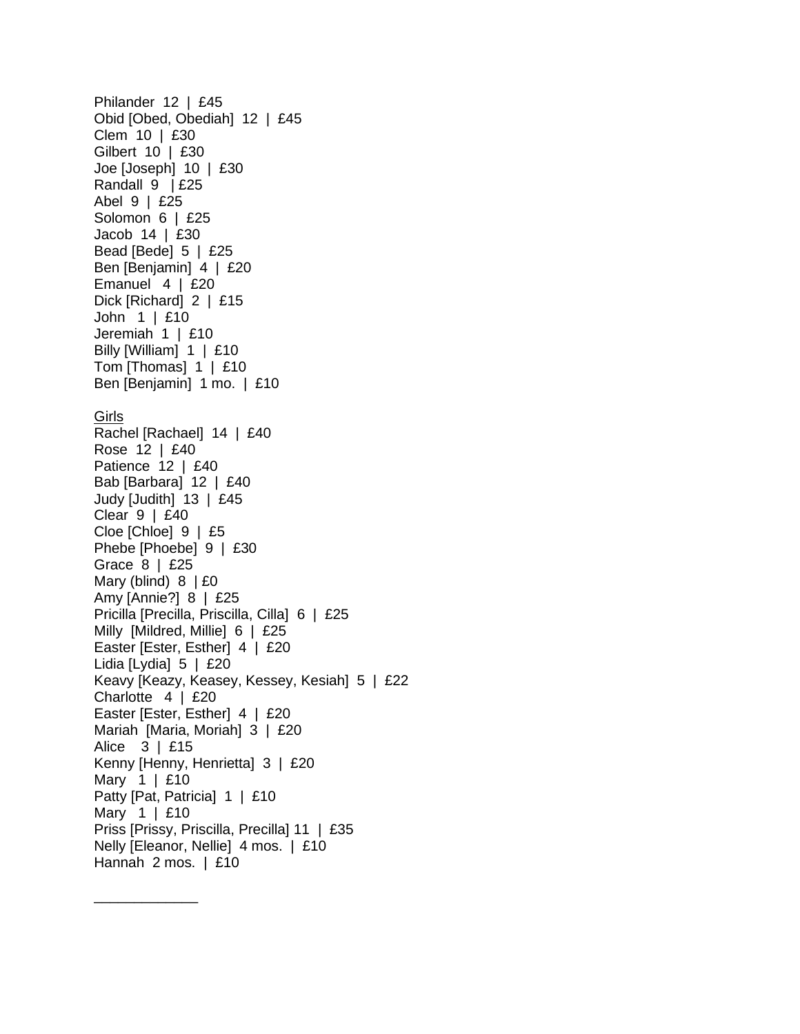Philander 12 | £45
Obid [Obed, Obediah] 12 | £45
Clem 10 | £30
Gilbert 10 | £30
Joe [Joseph] 10 | £30
Randall 9 | £25
Abel 9 | £25
Solomon 6 | £25
Jacob 14 | £30
Bead [Bede] 5 | £25
Ben [Benjamin] 4 | £20
Emanuel 4 | £20
Dick [Richard] 2 | £15
John 1 | £10
Jeremiah 1 | £10
Billy [William] 1 | £10
Tom [Thomas] 1 | £10
Ben [Benjamin] 1 mo. | £10

<u>Girls</u>
Rachel [Rachael] 14 | £40
Rose 12 | £40
Patience 12 | £40
Bab [Barbara] 12 | £40
Judy [Judith] 13 | £45
Clear 9 | £40
Cloe [Chloe] 9 | £5
Phebe [Phoebe] 9 | £30
Grace 8 | £25
Mary (blind) 8 | £0
Amy [Annie?] 8 | £25
Pricilla [Precilla, Priscilla, Cilla] 6 | £25
Milly [Mildred, Millie] 6 | £25
Easter [Ester, Esther] 4 | £20
Lidia [Lydia] 5 | £20
Keavy [Keazy, Keasey, Kessey, Kesiah] 5 | £22
Charlotte 4 | £20
Easter [Ester, Esther] 4 | £20
Mariah [Maria, Moriah] 3 | £20
Alice 3 | £15
Kenny [Henny, Henrietta] 3 | £20
Mary 1 | £10
Patty [Pat, Patricia] 1 | £10
Mary 1 | £10
Priss [Prissy, Priscilla, Precilla] 11 | £35
Nelly [Eleanor, Nellie] 4 mos. | £10
Hannah 2 mos. | £10

____________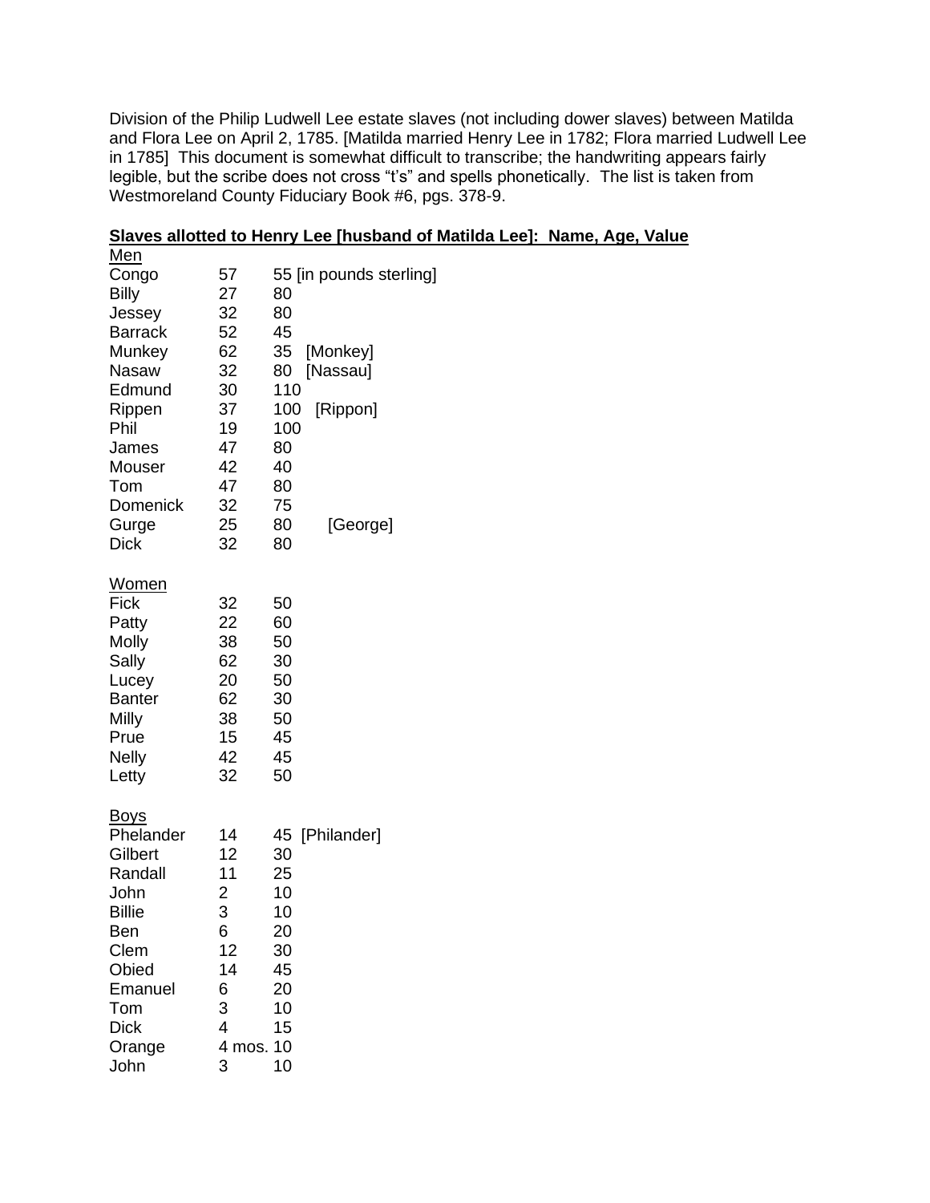Division of the Philip Ludwell Lee estate slaves (not including dower slaves) between Matilda and Flora Lee on April 2, 1785. [Matilda married Henry Lee in 1782; Flora married Ludwell Lee in 1785] This document is somewhat difficult to transcribe; the handwriting appears fairly legible, but the scribe does not cross "t's" and spells phonetically. The list is taken from Westmoreland County Fiduciary Book #6, pgs. 378-9.

**Slaves allotted to Henry Lee [husband of Matilda Lee]: Name, Age, Value**

Men

| | | |
|---|---|---|
| Congo | 57 | 55 [in pounds sterling] |
| Billy | 27 | 80 |
| Jessey | 32 | 80 |
| Barrack | 52 | 45 |
| Munkey | 62 | 35 [Monkey] |
| Nasaw | 32 | 80 [Nassau] |
| Edmund | 30 | 110 |
| Rippen | 37 | 100 [Rippon] |
| Phil | 19 | 100 |
| James | 47 | 80 |
| Mouser | 42 | 40 |
| Tom | 47 | 80 |
| Domenick | 32 | 75 |
| Gurge | 25 | 80 [George] |
| Dick | 32 | 80 |

Women

| | | |
|---|---|---|
| Fick | 32 | 50 |
| Patty | 22 | 60 |
| Molly | 38 | 50 |
| Sally | 62 | 30 |
| Lucey | 20 | 50 |
| Banter | 62 | 30 |
| Milly | 38 | 50 |
| Prue | 15 | 45 |
| Nelly | 42 | 45 |
| Letty | 32 | 50 |

Boys

| | | |
|---|---|---|
| Phelander | 14 | 45 [Philander] |
| Gilbert | 12 | 30 |
| Randall | 11 | 25 |
| John | 2 | 10 |
| Billie | 3 | 10 |
| Ben | 6 | 20 |
| Clem | 12 | 30 |
| Obied | 14 | 45 |
| Emanuel | 6 | 20 |
| Tom | 3 | 10 |
| Dick | 4 | 15 |
| Orange | 4 mos. | 10 |
| John | 3 | 10 |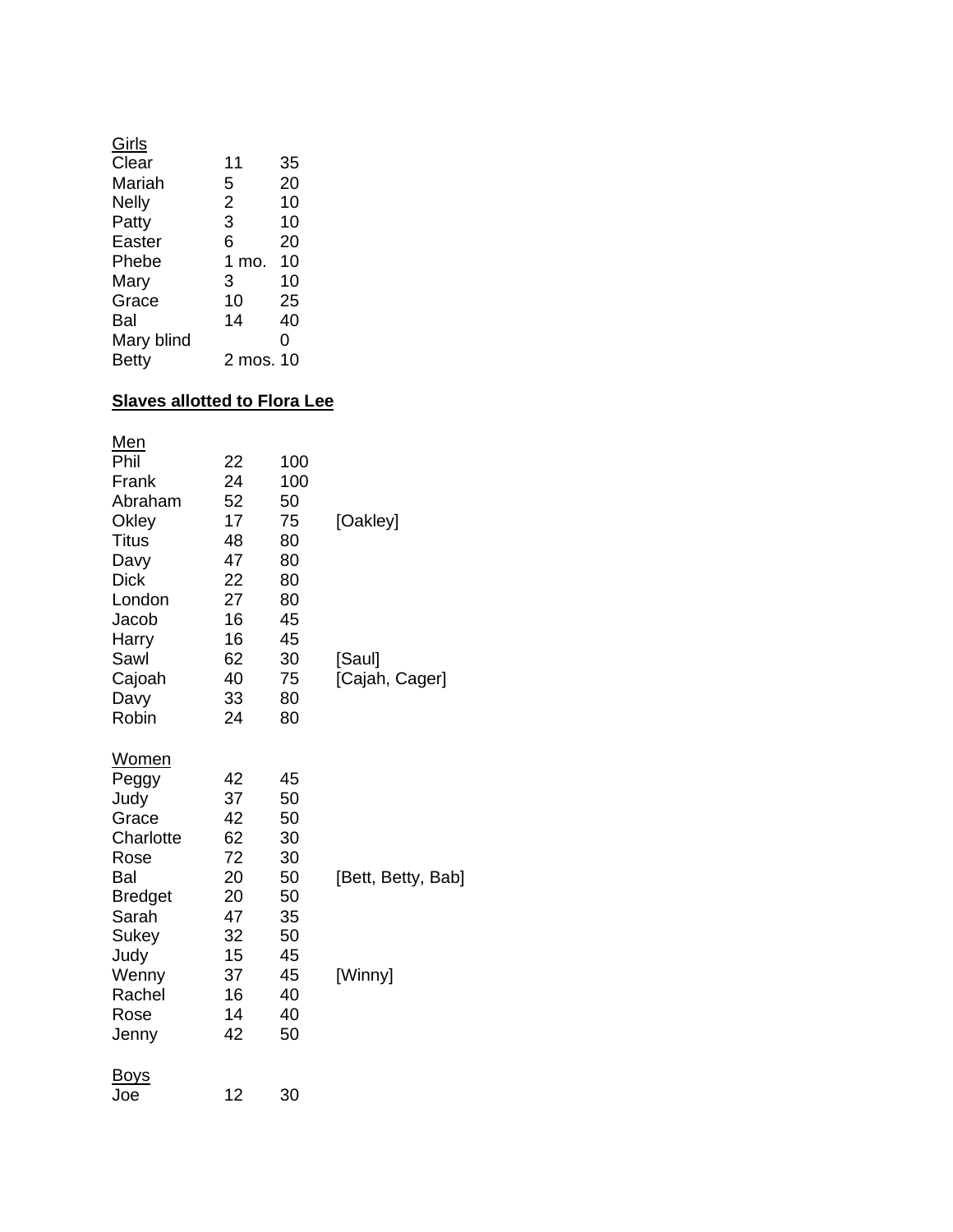<u>Girls</u>

| | | | |
|---|---|---|---|
| Clear | 11 | 35 | |
| Mariah | 5 | 20 | |
| Nelly | 2 | 10 | |
| Patty | 3 | 10 | |
| Easter | 6 | 20 | |
| Phebe | 1 mo. | 10 | |
| Mary | 3 | 10 | |
| Grace | 10 | 25 | |
| Bal | 14 | 40 | |
| Mary blind | | 0 | |
| Betty | 2 mos. | 10 | |

**<u>Slaves allotted to Flora Lee</u>**

<u>Men</u>

| | | | |
|---|---|---|---|
| Phil | 22 | 100 | |
| Frank | 24 | 100 | |
| Abraham | 52 | 50 | |
| Okley | 17 | 75 | [Oakley] |
| Titus | 48 | 80 | |
| Davy | 47 | 80 | |
| Dick | 22 | 80 | |
| London | 27 | 80 | |
| Jacob | 16 | 45 | |
| Harry | 16 | 45 | |
| Sawl | 62 | 30 | [Saul] |
| Cajoah | 40 | 75 | [Cajah, Cager] |
| Davy | 33 | 80 | |
| Robin | 24 | 80 | |

<u>Women</u>

| | | | |
|---|---|---|---|
| Peggy | 42 | 45 | |
| Judy | 37 | 50 | |
| Grace | 42 | 50 | |
| Charlotte | 62 | 30 | |
| Rose | 72 | 30 | |
| Bal | 20 | 50 | [Bett, Betty, Bab] |
| Bredget | 20 | 50 | |
| Sarah | 47 | 35 | |
| Sukey | 32 | 50 | |
| Judy | 15 | 45 | |
| Wenny | 37 | 45 | [Winny] |
| Rachel | 16 | 40 | |
| Rose | 14 | 40 | |
| Jenny | 42 | 50 | |

<u>Boys</u>

| | | | |
|---|---|---|---|
| Joe | 12 | 30 | |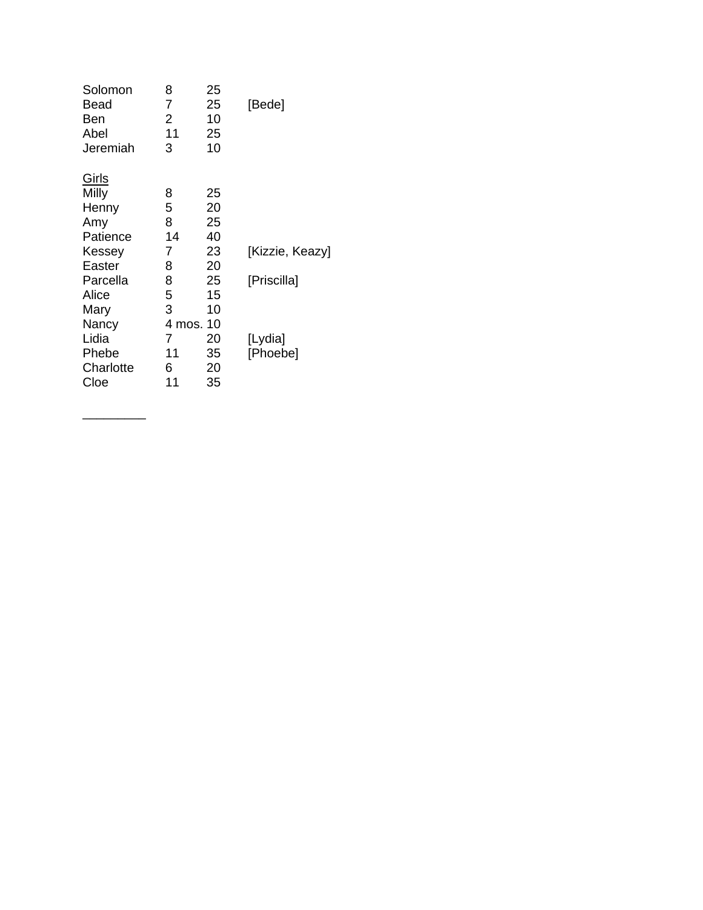| | | | |
|---|---|---|---|
| Solomon | 8 | 25 | |
| Bead | 7 | 25 | [Bede] |
| Ben | 2 | 10 | |
| Abel | 11 | 25 | |
| Jeremiah | 3 | 10 | |
| Girls | | | |
| Milly | 8 | 25 | |
| Henny | 5 | 20 | |
| Amy | 8 | 25 | |
| Patience | 14 | 40 | |
| Kessey | 7 | 23 | [Kizzie, Keazy] |
| Easter | 8 | 20 | |
| Parcella | 8 | 25 | [Priscilla] |
| Alice | 5 | 15 | |
| Mary | 3 | 10 | |
| Nancy | 4 mos. | 10 | |
| Lidia | 7 | 20 | [Lydia] |
| Phebe | 11 | 35 | [Phoebe] |
| Charlotte | 6 | 20 | |
| Cloe | 11 | 35 | |

\_\_\_\_\_\_\_\_\_